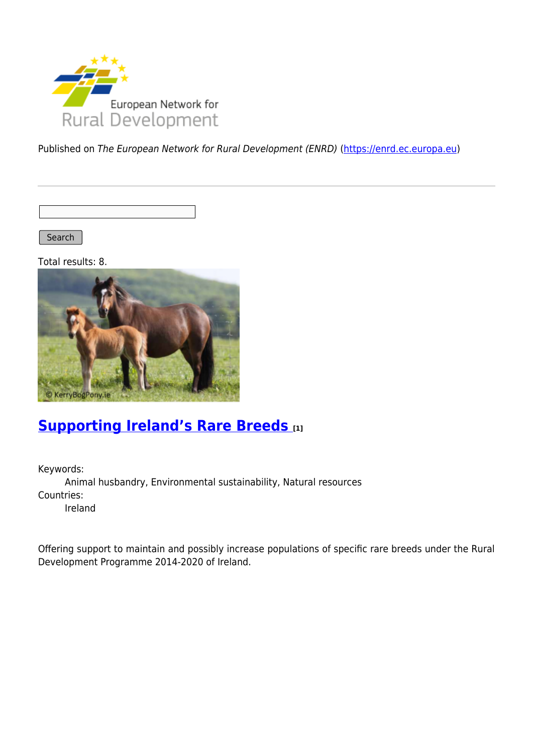European Network for Rural Development

Published on *The European Network for Rural Development (ENRD)* (https://enrd.ec.europa.eu)

Search

Total results: 8.

## Supporting Ireland's Rare Breeds [1]

Keywords:
: Animal husbandry, Environmental sustainability, Natural resources

Countries:
: Ireland

Offering support to maintain and possibly increase populations of specific rare breeds under the Rural Development Programme 2014-2020 of Ireland.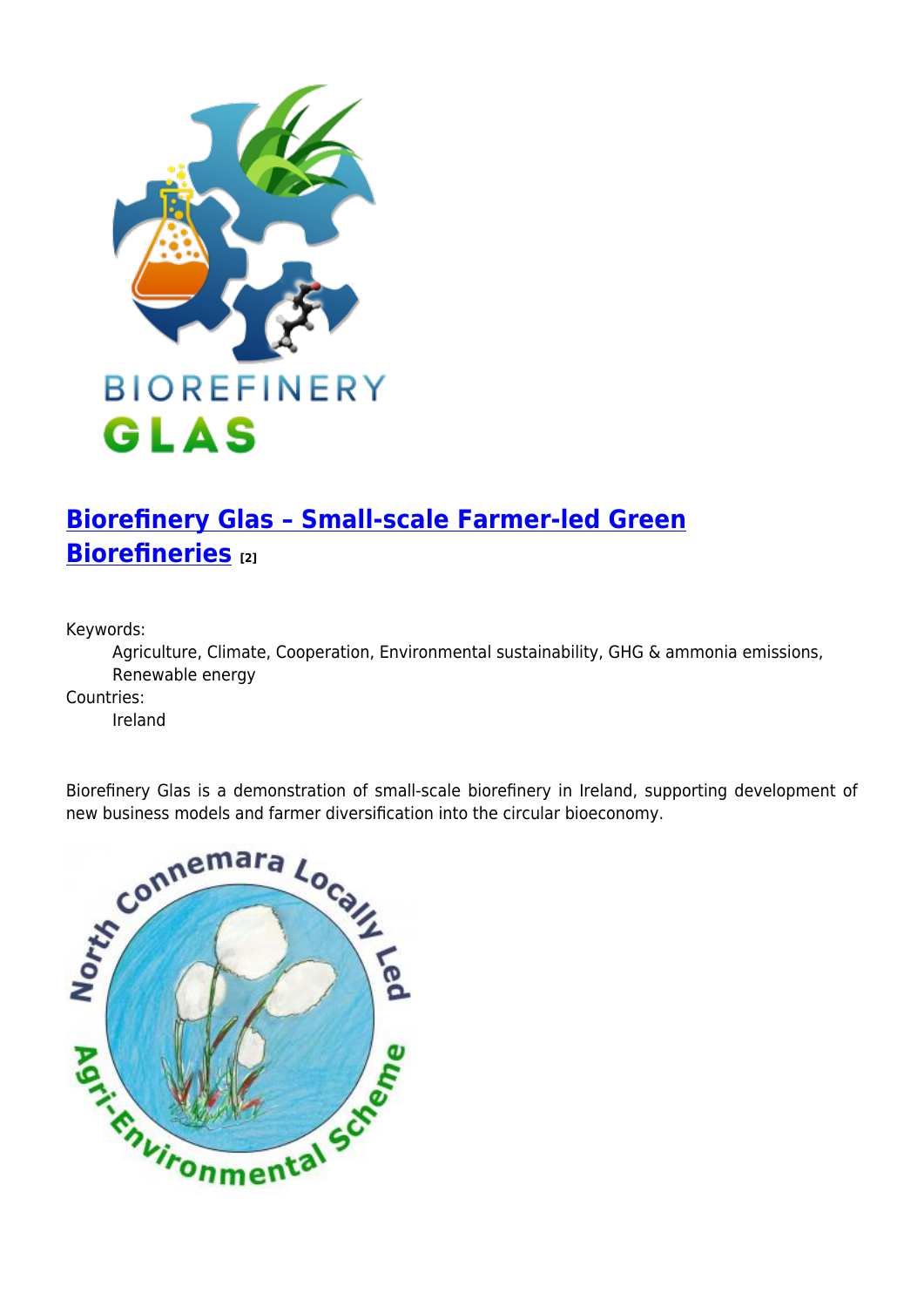## Biorefinery Glas – Small-scale Farmer-led Green Biorefineries [2]

Keywords:
: Agriculture, Climate, Cooperation, Environmental sustainability, GHG & ammonia emissions, Renewable energy

Countries:
: Ireland

Biorefinery Glas is a demonstration of small-scale biorefinery in Ireland, supporting development of new business models and farmer diversification into the circular bioeconomy.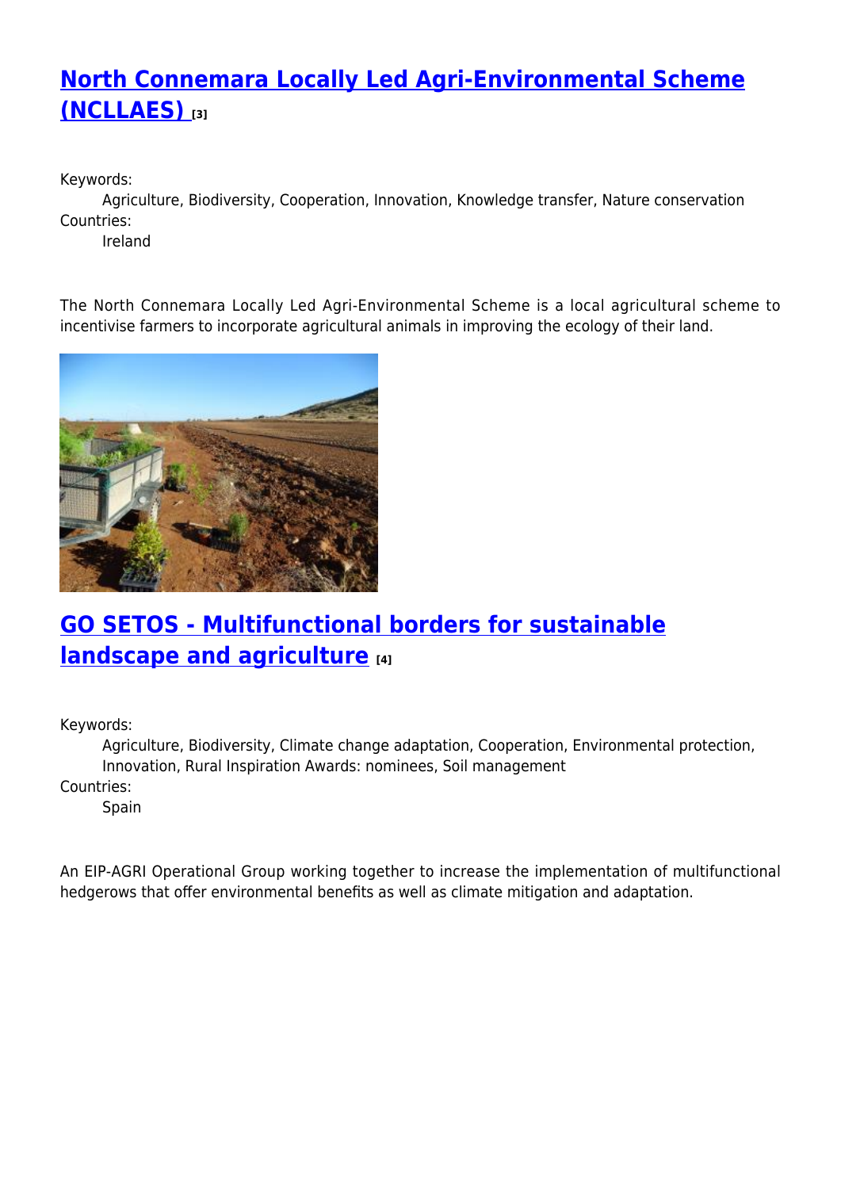## North Connemara Locally Led Agri-Environmental Scheme (NCLLAES) [3]

Keywords:
Agriculture, Biodiversity, Cooperation, Innovation, Knowledge transfer, Nature conservation
Countries:
Ireland

The North Connemara Locally Led Agri-Environmental Scheme is a local agricultural scheme to incentivise farmers to incorporate agricultural animals in improving the ecology of their land.

## GO SETOS - Multifunctional borders for sustainable landscape and agriculture [4]

Keywords:
Agriculture, Biodiversity, Climate change adaptation, Cooperation, Environmental protection, Innovation, Rural Inspiration Awards: nominees, Soil management
Countries:
Spain

An EIP-AGRI Operational Group working together to increase the implementation of multifunctional hedgerows that offer environmental benefits as well as climate mitigation and adaptation.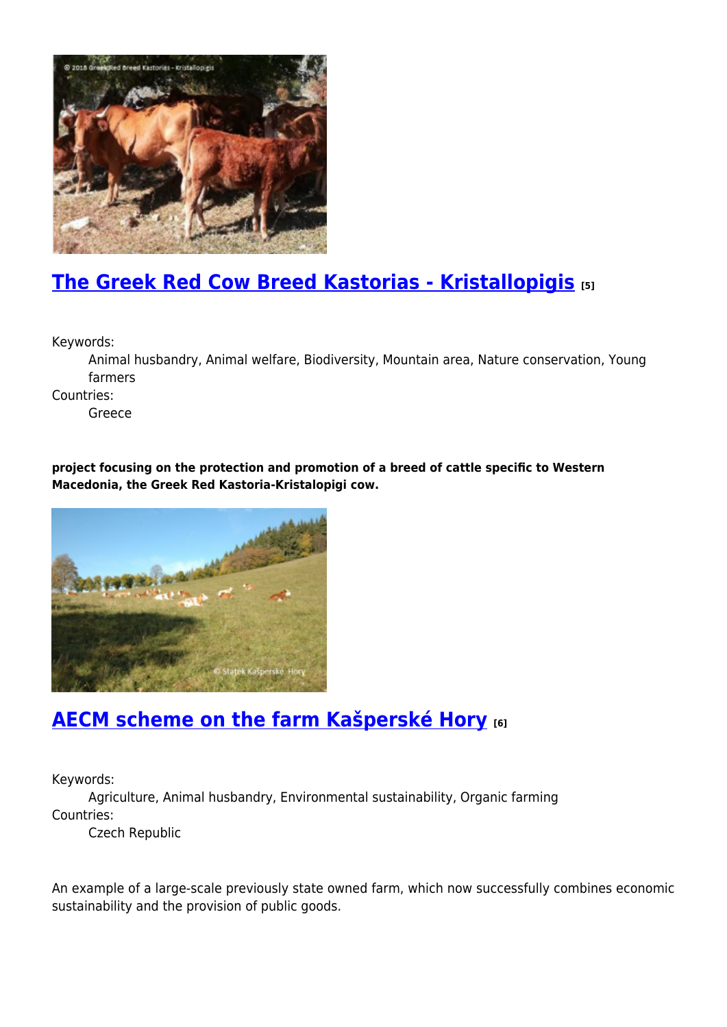## The Greek Red Cow Breed Kastorias - Kristallopigis [5]

Keywords:
: Animal husbandry, Animal welfare, Biodiversity, Mountain area, Nature conservation, Young farmers

Countries:
: Greece

**project focusing on the protection and promotion of a breed of cattle specific to Western Macedonia, the Greek Red Kastoria-Kristalopigi cow.**

## AECM scheme on the farm Kašperské Hory [6]

Keywords:
: Agriculture, Animal husbandry, Environmental sustainability, Organic farming

Countries:
: Czech Republic

An example of a large-scale previously state owned farm, which now successfully combines economic sustainability and the provision of public goods.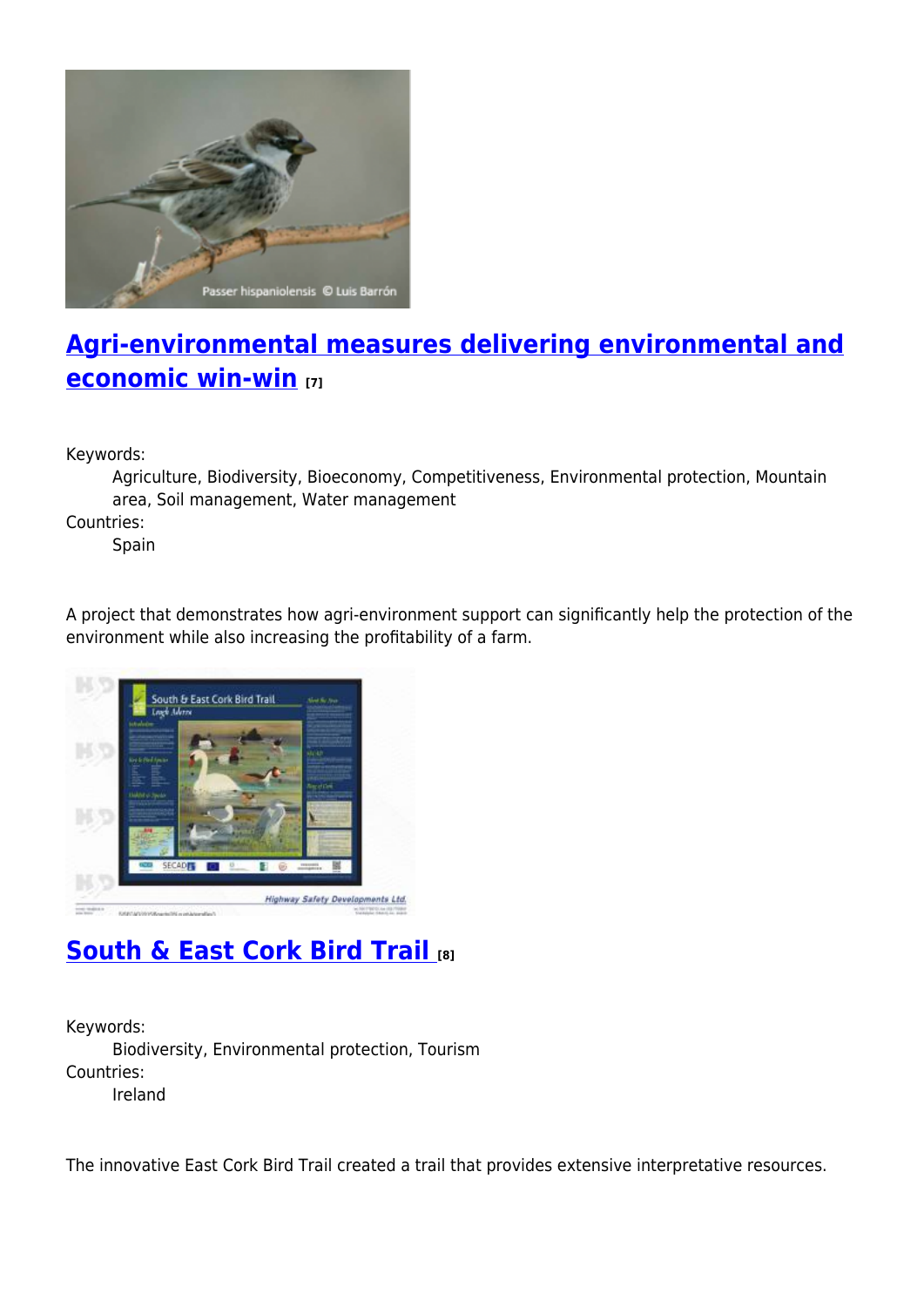## [Agri-environmental measures delivering environmental and economic win-win](#) [7]

Keywords:
: Agriculture, Biodiversity, Bioeconomy, Competitiveness, Environmental protection, Mountain area, Soil management, Water management

Countries:
: Spain

A project that demonstrates how agri-environment support can significantly help the protection of the environment while also increasing the profitability of a farm.

## [South & East Cork Bird Trail](#) [8]

Keywords:
: Biodiversity, Environmental protection, Tourism

Countries:
: Ireland

The innovative East Cork Bird Trail created a trail that provides extensive interpretative resources.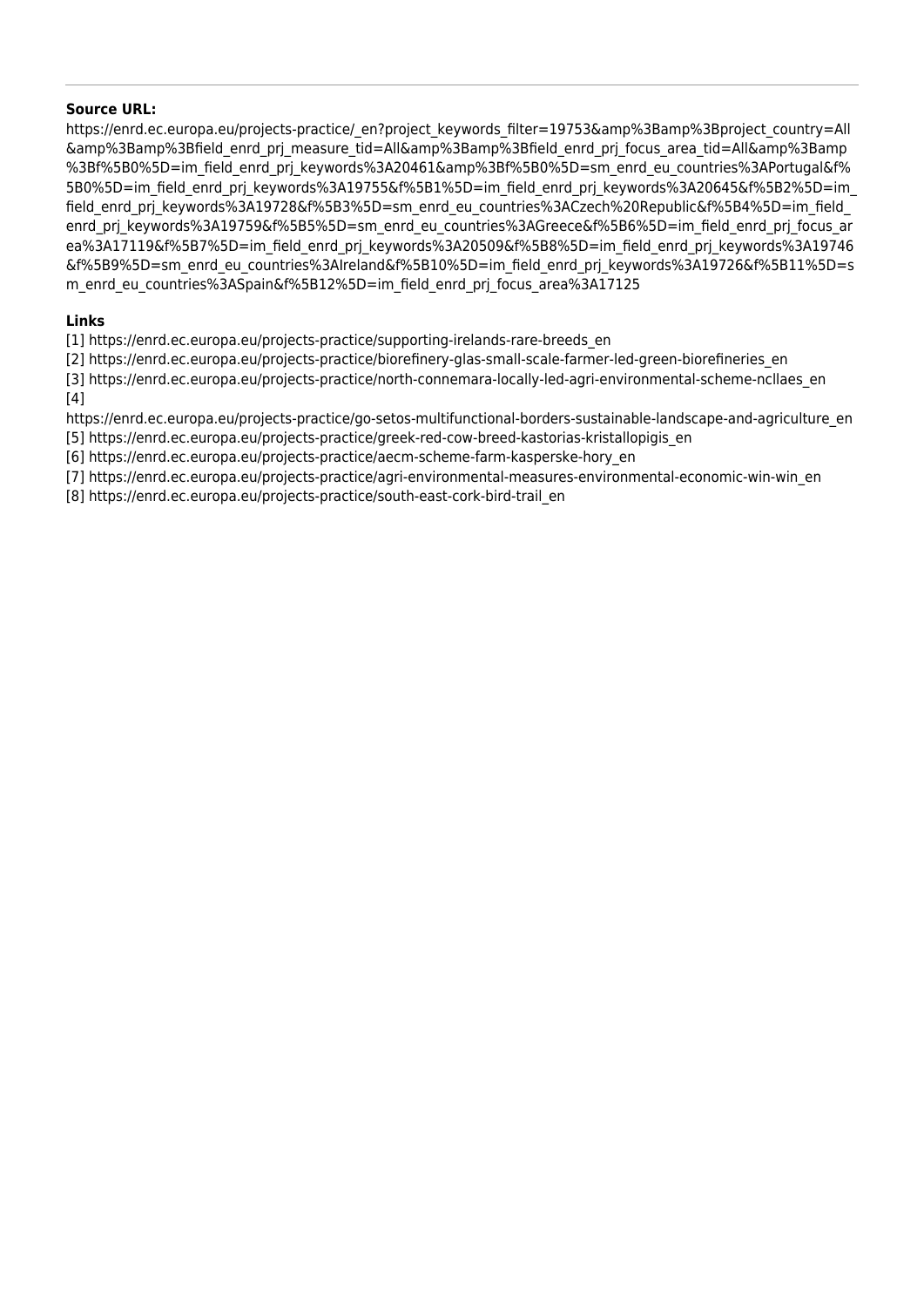**Source URL:**
https://enrd.ec.europa.eu/projects-practice/_en?project_keywords_filter=19753&amp%3Bamp%3Bproject_country=All&amp%3Bamp%3Bfield_enrd_prj_measure_tid=All&amp%3Bamp%3Bfield_enrd_prj_focus_area_tid=All&amp%3Bamp%3Bf%5B0%5D=im_field_enrd_prj_keywords%3A20461&amp%3Bf%5B0%5D=sm_enrd_eu_countries%3APortugal&f%5B0%5D=im_field_enrd_prj_keywords%3A19755&f%5B1%5D=im_field_enrd_prj_keywords%3A20645&f%5B2%5D=im_field_enrd_prj_keywords%3A19728&f%5B3%5D=sm_enrd_eu_countries%3ACzech%20Republic&f%5B4%5D=im_field_enrd_prj_keywords%3A19759&f%5B5%5D=sm_enrd_eu_countries%3AGreece&f%5B6%5D=im_field_enrd_prj_focus_area%3A17119&f%5B7%5D=im_field_enrd_prj_keywords%3A20509&f%5B8%5D=im_field_enrd_prj_keywords%3A19746&f%5B9%5D=sm_enrd_eu_countries%3AIreland&f%5B10%5D=im_field_enrd_prj_keywords%3A19726&f%5B11%5D=sm_enrd_eu_countries%3ASpain&f%5B12%5D=im_field_enrd_prj_focus_area%3A17125

**Links**

[1] https://enrd.ec.europa.eu/projects-practice/supporting-irelands-rare-breeds_en
[2] https://enrd.ec.europa.eu/projects-practice/biorefinery-glas-small-scale-farmer-led-green-biorefineries_en
[3] https://enrd.ec.europa.eu/projects-practice/north-connemara-locally-led-agri-environmental-scheme-ncllaes_en
[4] https://enrd.ec.europa.eu/projects-practice/go-setos-multifunctional-borders-sustainable-landscape-and-agriculture_en
[5] https://enrd.ec.europa.eu/projects-practice/greek-red-cow-breed-kastorias-kristallopigis_en
[6] https://enrd.ec.europa.eu/projects-practice/aecm-scheme-farm-kasperske-hory_en
[7] https://enrd.ec.europa.eu/projects-practice/agri-environmental-measures-environmental-economic-win-win_en
[8] https://enrd.ec.europa.eu/projects-practice/south-east-cork-bird-trail_en